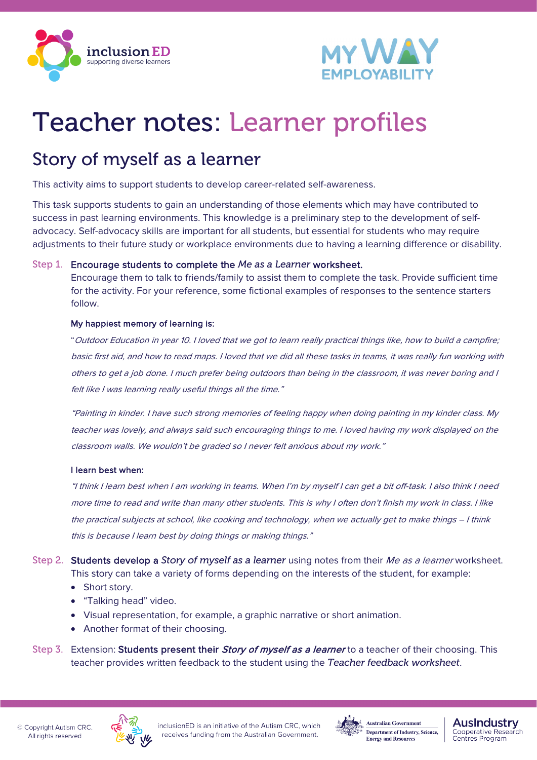# Teacher notes: Learner profiles

## Story of myself as a learner

This activity aims to support students to develop career-related self-awareness.

This task supports students to gain an understanding of those elements which may have contributed to success in past learning environments. This knowledge is a preliminary step to the development of self-advocacy. Self-advocacy skills are important for all students, but essential for students who may require adjustments to their future study or workplace environments due to having a learning difference or disability.

Step 1. **Encourage students to complete the *Me as a Learner* worksheet.**
Encourage them to talk to friends/family to assist them to complete the task. Provide sufficient time for the activity. For your reference, some fictional examples of responses to the sentence starters follow.

**My happiest memory of learning is:**

"*Outdoor Education in year 10. I loved that we got to learn really practical things like, how to build a campfire; basic first aid, and how to read maps. I loved that we did all these tasks in teams, it was really fun working with others to get a job done. I much prefer being outdoors than being in the classroom, it was never boring and I felt like I was learning really useful things all the time."*

*"Painting in kinder. I have such strong memories of feeling happy when doing painting in my kinder class. My teacher was lovely, and always said such encouraging things to me. I loved having my work displayed on the classroom walls. We wouldn't be graded so I never felt anxious about my work."*

**I learn best when:**

*"I think I learn best when I am working in teams. When I'm by myself I can get a bit off-task. I also think I need more time to read and write than many other students. This is why I often don't finish my work in class. I like the practical subjects at school, like cooking and technology, when we actually get to make things – I think this is because I learn best by doing things or making things."*

Step 2. **Students develop a *Story of myself as a learner*** using notes from their *Me as a learner* worksheet. This story can take a variety of forms depending on the interests of the student, for example:

- Short story.
- "Talking head" video.
- Visual representation, for example, a graphic narrative or short animation.
- Another format of their choosing.

Step 3. Extension: **Students present their *Story of myself as a learner*** to a teacher of their choosing. This teacher provides written feedback to the student using the *Teacher feedback worksheet*.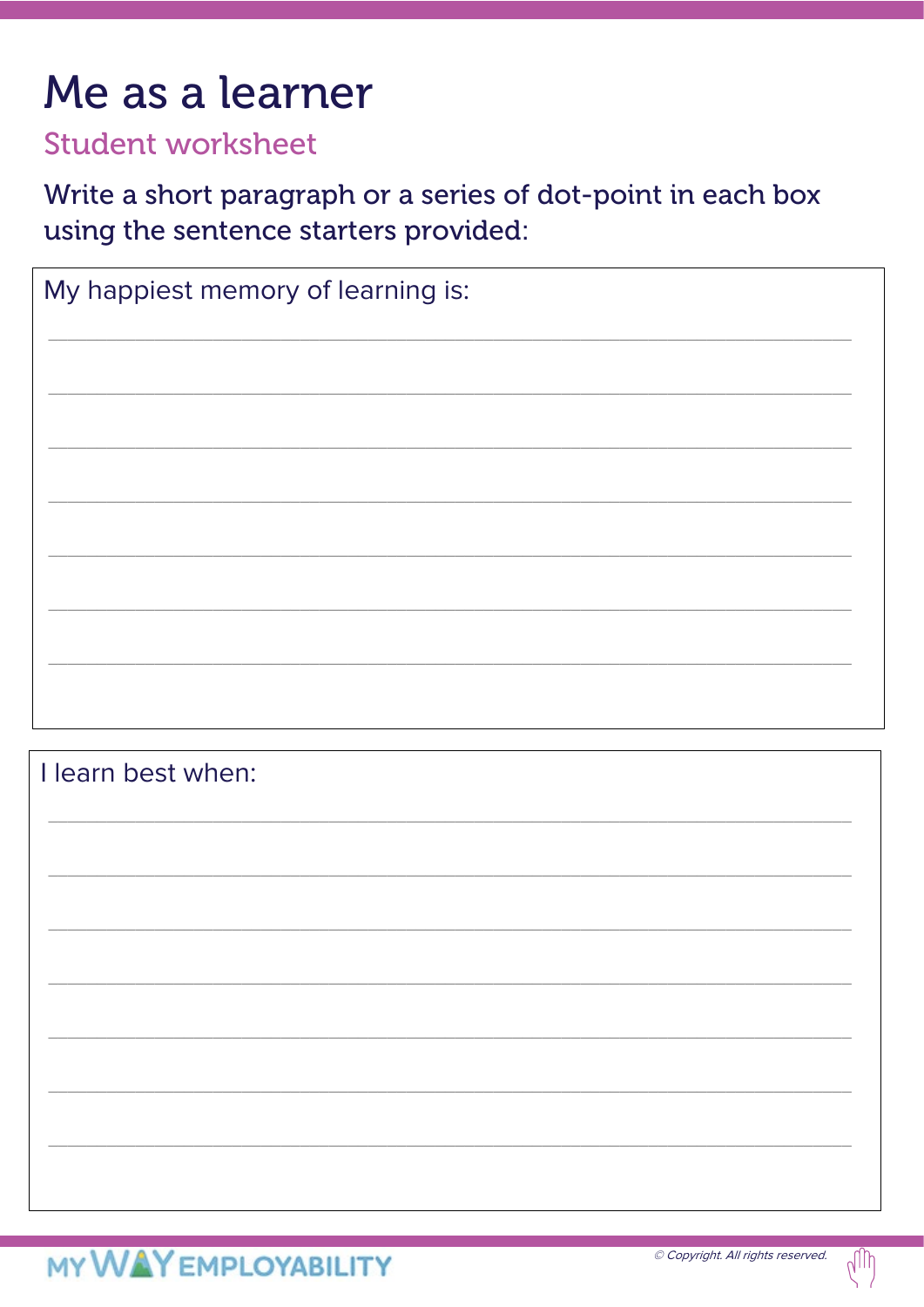# Me as a learner

## Student worksheet

Write a short paragraph or a series of dot-point in each box using the sentence starters provided:

My happiest memory of learning is:

I learn best when: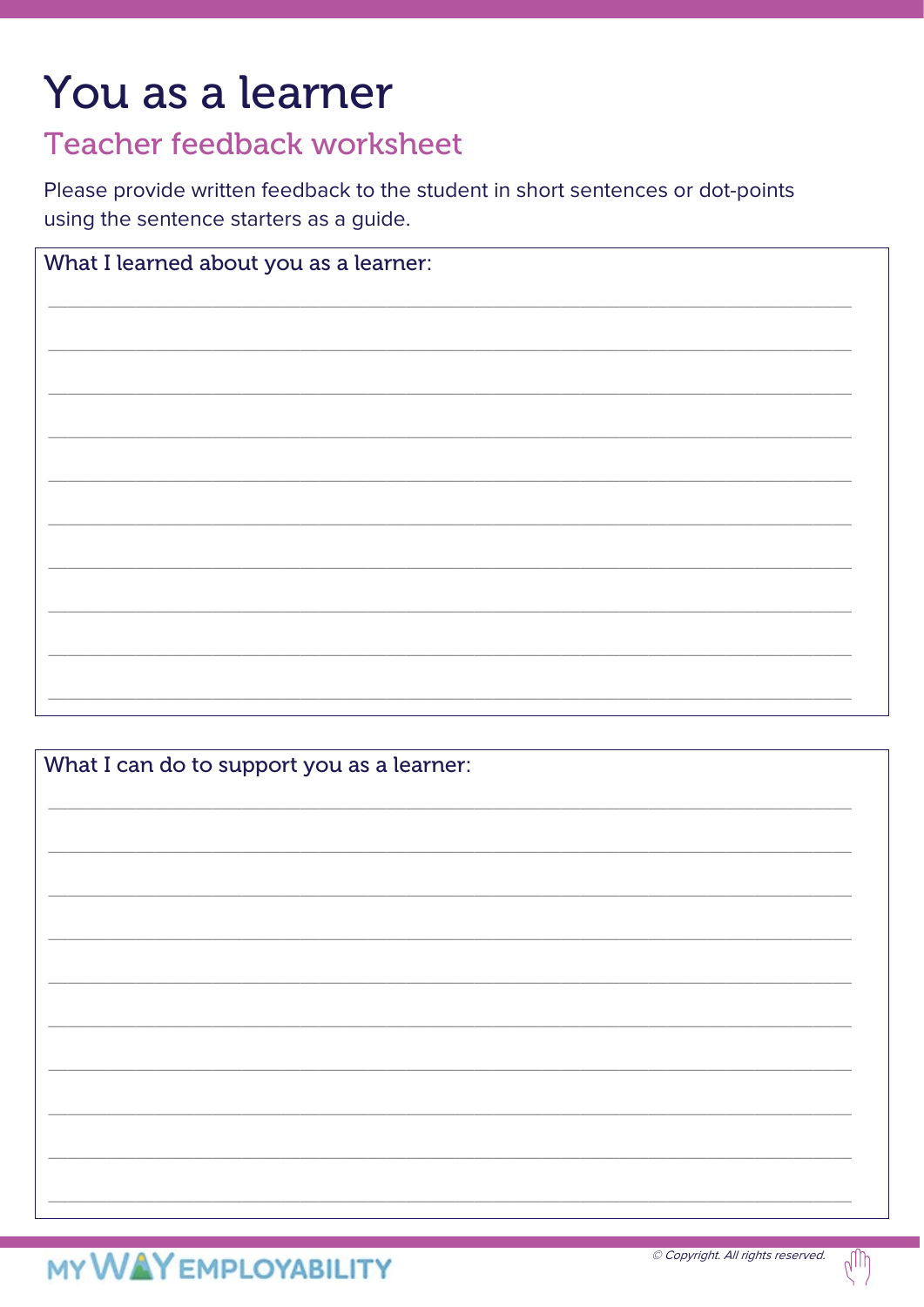# You as a learner

## Teacher feedback worksheet

Please provide written feedback to the student in short sentences or dot-points using the sentence starters as a guide.

What I learned about you as a learner:

___________________________________________________________________________

___________________________________________________________________________

___________________________________________________________________________

___________________________________________________________________________

___________________________________________________________________________

___________________________________________________________________________

___________________________________________________________________________

___________________________________________________________________________

___________________________________________________________________________

___________________________________________________________________________

What I can do to support you as a learner:

___________________________________________________________________________

___________________________________________________________________________

___________________________________________________________________________

___________________________________________________________________________

___________________________________________________________________________

___________________________________________________________________________

___________________________________________________________________________

___________________________________________________________________________

___________________________________________________________________________

___________________________________________________________________________